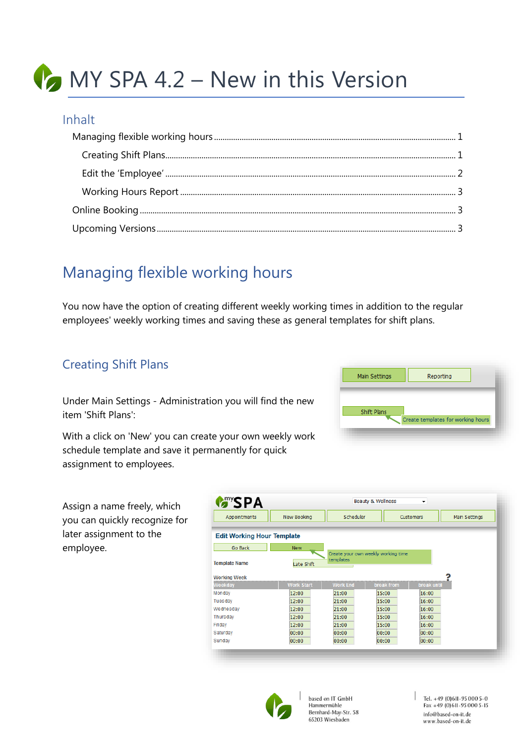# MY SPA 4.2 – New in this Version

## Inhalt

- Managing flexible working hours ..... 1
  - Creating Shift Plans ..... 1
  - Edit the 'Employee' ..... 2
  - Working Hours Report ..... 3
- Online Booking ..... 3
- Upcoming Versions ..... 3

## Managing flexible working hours

You now have the option of creating different weekly working times in addition to the regular employees' weekly working times and saving these as general templates for shift plans.

### Creating Shift Plans

Under Main Settings - Administration you will find the new item 'Shift Plans':

With a click on 'New' you can create your own weekly work schedule template and save it permanently for quick assignment to employees.

Assign a name freely, which you can quickly recognize for later assignment to the employee.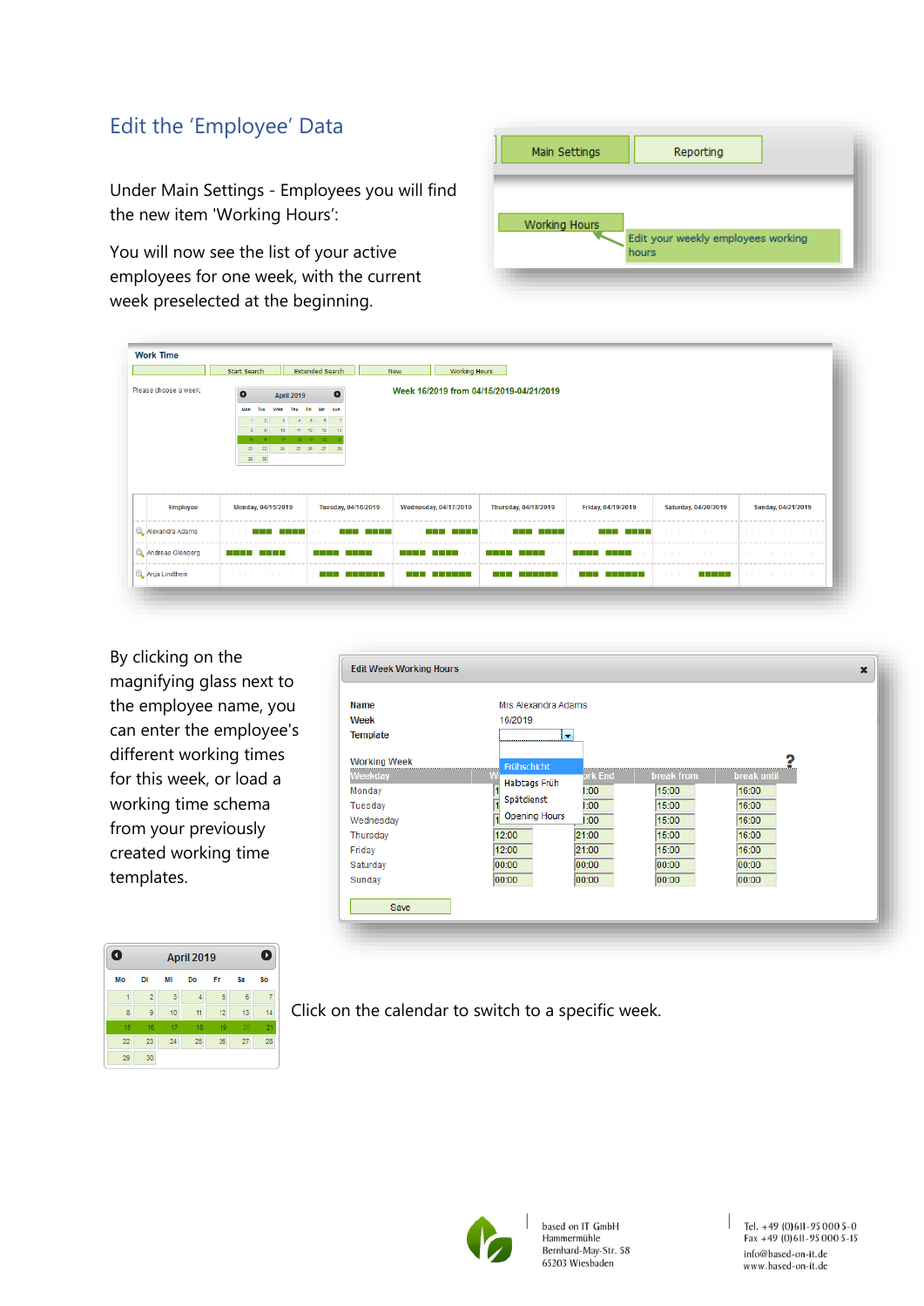# Edit the 'Employee' Data

Under Main Settings - Employees you will find the new item 'Working Hours':

You will now see the list of your active employees for one week, with the current week preselected at the beginning.

By clicking on the magnifying glass next to the employee name, you can enter the employee's different working times for this week, or load a working time schema from your previously created working time templates.

Click on the calendar to switch to a specific week.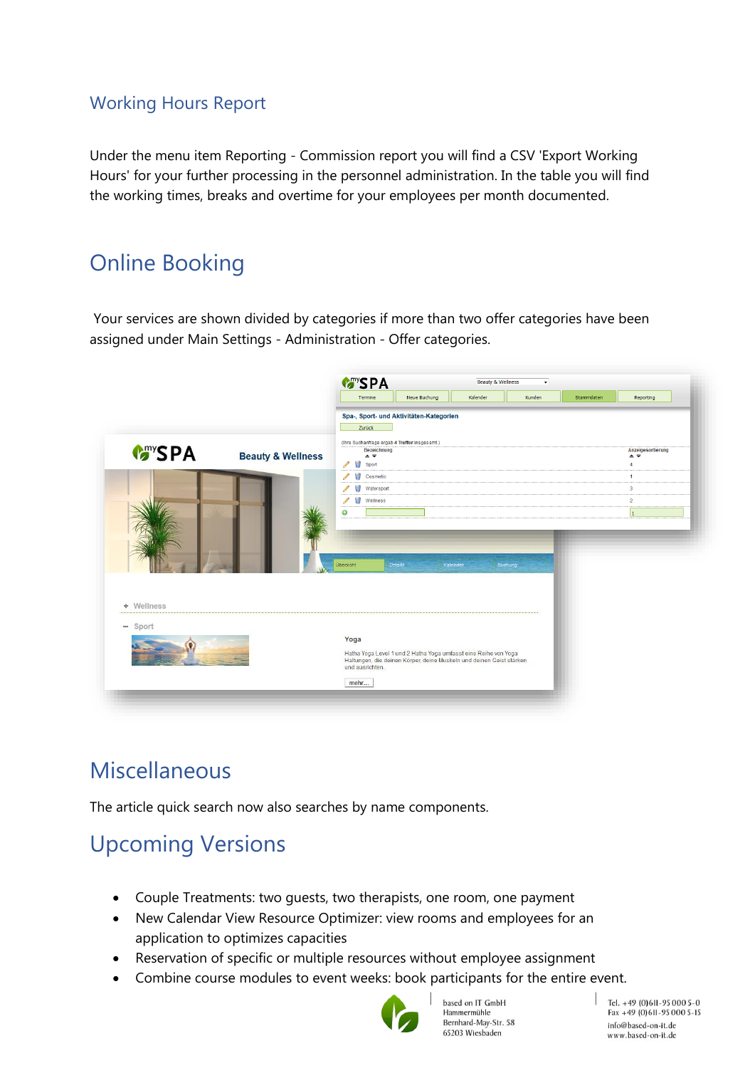## Working Hours Report

Under the menu item Reporting - Commission report you will find a CSV 'Export Working Hours' for your further processing in the personnel administration. In the table you will find the working times, breaks and overtime for your employees per month documented.

# Online Booking

Your services are shown divided by categories if more than two offer categories have been assigned under Main Settings - Administration - Offer categories.

# Miscellaneous

The article quick search now also searches by name components.

# Upcoming Versions

- Couple Treatments: two guests, two therapists, one room, one payment
- New Calendar View Resource Optimizer: view rooms and employees for an application to optimizes capacities
- Reservation of specific or multiple resources without employee assignment
- Combine course modules to event weeks: book participants for the entire event.

based on IT GmbH
Hammermühle
Bernhard-May-Str. 58
65203 Wiesbaden

Tel. +49 (0)611-95 000 5-0
Fax +49 (0)611-95 000 5-15
info@based-on-it.de
www.based-on-it.de